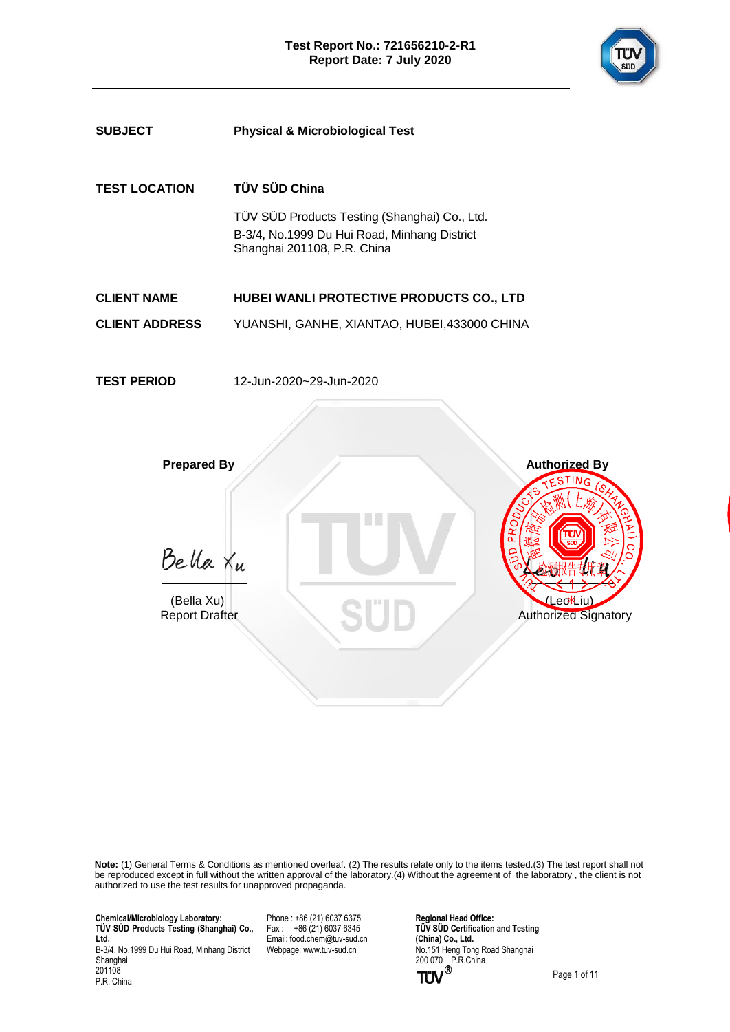**Test Report No.: 721656210-2-R1**
**Report Date: 7 July 2020**

| | |
|---|---|
| **SUBJECT** | **Physical & Microbiological Test** |
| **TEST LOCATION** | **TÜV SÜD China** |
| | TÜV SÜD Products Testing (Shanghai) Co., Ltd.<br>B-3/4, No.1999 Du Hui Road, Minhang District<br>Shanghai 201108, P.R. China |
| **CLIENT NAME** | **HUBEI WANLI PROTECTIVE PRODUCTS CO., LTD** |
| **CLIENT ADDRESS** | YUANSHI, GANHE, XIANTAO, HUBEI,433000 CHINA |
| **TEST PERIOD** | 12-Jun-2020~29-Jun-2020 |

| **Prepared By** | **Authorized By** |
|---|---|
| Bella Xu | |
| (Bella Xu)<br>Report Drafter | (Leo Liu)<br>Authorized Signatory |

**Note:** (1) General Terms & Conditions as mentioned overleaf. (2) The results relate only to the items tested.(3) The test report shall not be reproduced except in full without the written approval of the laboratory.(4) Without the agreement of the laboratory , the client is not authorized to use the test results for unapproved propaganda.

**Chemical/Microbiology Laboratory:**
**TÜV SÜD Products Testing (Shanghai) Co., Ltd.**
B-3/4, No.1999 Du Hui Road, Minhang District
Shanghai
201108
P.R. China

Phone : +86 (21) 6037 6375
Fax : +86 (21) 6037 6345
Email: food.chem@tuv-sud.cn
Webpage: www.tuv-sud.cn

**Regional Head Office:**
**TÜV SÜD Certification and Testing (China) Co., Ltd.**
No.151 Heng Tong Road Shanghai
200 070 P.R.China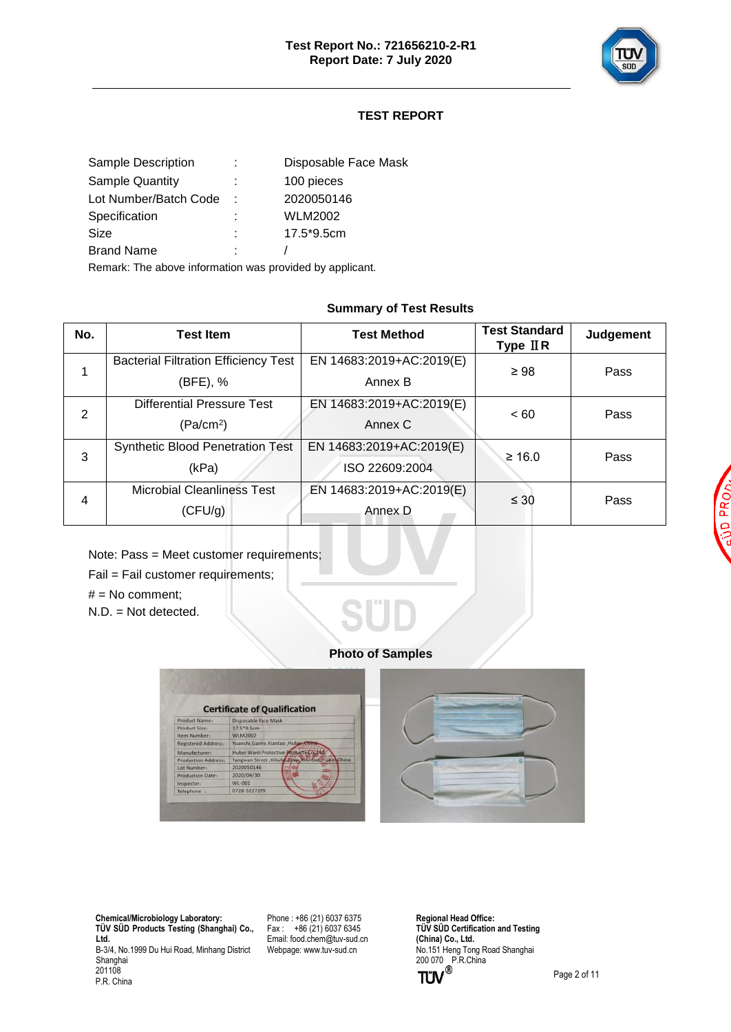Test Report No.: 721656210-2-R1
Report Date: 7 July 2020

## TEST REPORT

| | | |
|---|---|---|
| Sample Description | : | Disposable Face Mask |
| Sample Quantity | : | 100 pieces |
| Lot Number/Batch Code | : | 2020050146 |
| Specification | : | WLM2002 |
| Size | : | 17.5*9.5cm |
| Brand Name | : | / |

Remark: The above information was provided by applicant.

### Summary of Test Results

| No. | Test Item | Test Method | Test Standard Type ⅡR | Judgement |
|---|---|---|---|---|
| 1 | Bacterial Filtration Efficiency Test (BFE), % | EN 14683:2019+AC:2019(E) Annex B | ≥ 98 | Pass |
| 2 | Differential Pressure Test (Pa/cm$^2$) | EN 14683:2019+AC:2019(E) Annex C | < 60 | Pass |
| 3 | Synthetic Blood Penetration Test (kPa) | EN 14683:2019+AC:2019(E) ISO 22609:2004 | ≥ 16.0 | Pass |
| 4 | Microbial Cleanliness Test (CFU/g) | EN 14683:2019+AC:2019(E) Annex D | ≤ 30 | Pass |

Note: Pass = Meet customer requirements;
Fail = Fail customer requirements;
# = No comment;
N.D. = Not detected.

### Photo of Samples

Chemical/Microbiology Laboratory:
TÜV SÜD Products Testing (Shanghai) Co., Ltd.
B-3/4, No.1999 Du Hui Road, Minhang District Shanghai
201108
P.R. China

Phone : +86 (21) 6037 6375
Fax : +86 (21) 6037 6345
Email: food.chem@tuv-sud.cn
Webpage: www.tuv-sud.cn

Regional Head Office:
TÜV SÜD Certification and Testing (China) Co., Ltd.
No.151 Heng Tong Road Shanghai
200 070 P.R.China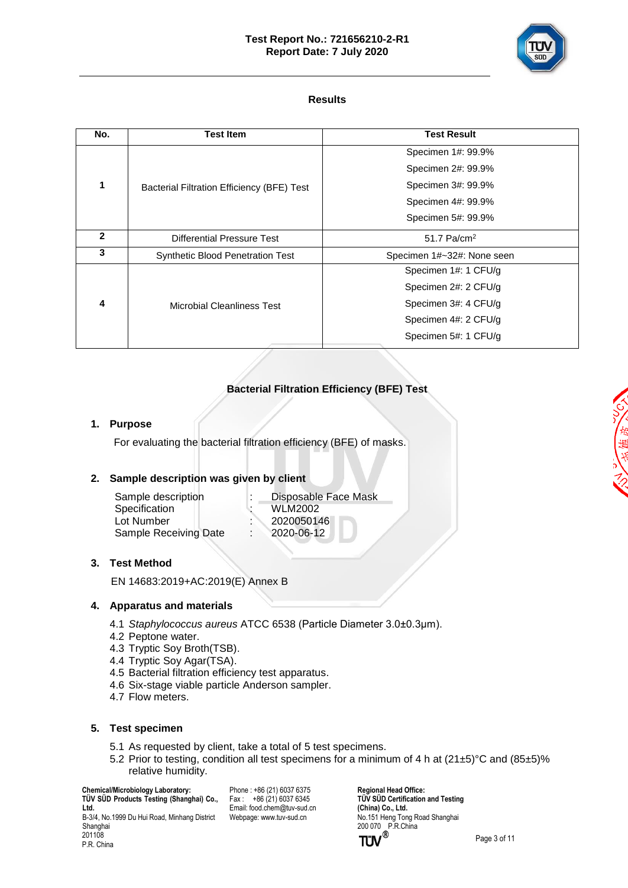## Results

| No. | Test Item | Test Result |
|---|---|---|
| 1 | Bacterial Filtration Efficiency (BFE) Test | Specimen 1#: 99.9%<br>Specimen 2#: 99.9%<br>Specimen 3#: 99.9%<br>Specimen 4#: 99.9%<br>Specimen 5#: 99.9% |
| 2 | Differential Pressure Test | 51.7 Pa/cm$^2$ |
| 3 | Synthetic Blood Penetration Test | Specimen 1#~32#: None seen |
| 4 | Microbial Cleanliness Test | Specimen 1#: 1 CFU/g<br>Specimen 2#: 2 CFU/g<br>Specimen 3#: 4 CFU/g<br>Specimen 4#: 2 CFU/g<br>Specimen 5#: 1 CFU/g |

## Bacterial Filtration Efficiency (BFE) Test

### 1. Purpose

For evaluating the bacterial filtration efficiency (BFE) of masks.

### 2. Sample description was given by client

| | | |
|---|---|---|
| Sample description | : | Disposable Face Mask |
| Specification | : | WLM2002 |
| Lot Number | : | 2020050146 |
| Sample Receiving Date | : | 2020-06-12 |

### 3. Test Method

EN 14683:2019+AC:2019(E) Annex B

### 4. Apparatus and materials

4.1 *Staphylococcus aureus* ATCC 6538 (Particle Diameter 3.0±0.3μm).
4.2 Peptone water.
4.3 Tryptic Soy Broth(TSB).
4.4 Tryptic Soy Agar(TSA).
4.5 Bacterial filtration efficiency test apparatus.
4.6 Six-stage viable particle Anderson sampler.
4.7 Flow meters.

### 5. Test specimen

5.1 As requested by client, take a total of 5 test specimens.
5.2 Prior to testing, condition all test specimens for a minimum of 4 h at (21±5)°C and (85±5)% relative humidity.

**Chemical/Microbiology Laboratory:**
**TÜV SÜD Products Testing (Shanghai) Co., Ltd.**
B-3/4, No.1999 Du Hui Road, Minhang District
Shanghai
201108
P.R. China

Phone : +86 (21) 6037 6375
Fax : +86 (21) 6037 6345
Email: food.chem@tuv-sud.cn
Webpage: www.tuv-sud.cn

**Regional Head Office:**
**TÜV SÜD Certification and Testing (China) Co., Ltd.**
No.151 Heng Tong Road Shanghai
200 070 P.R.China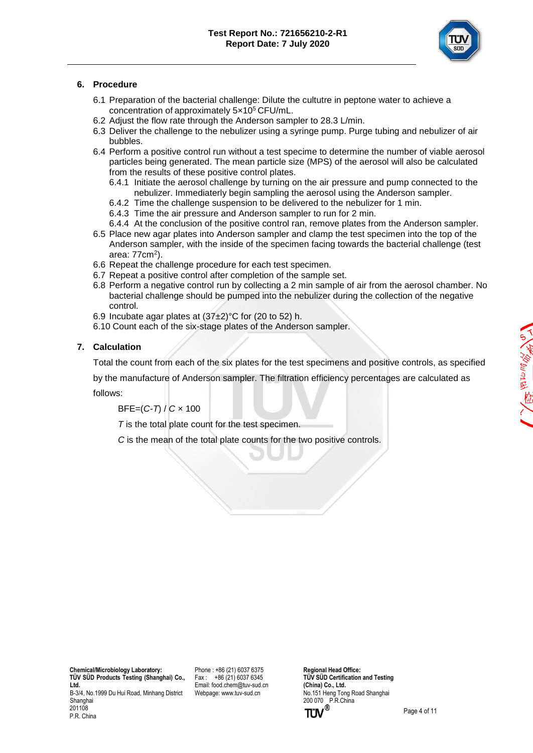## 6. Procedure

6.1 Preparation of the bacterial challenge: Dilute the cultutre in peptone water to achieve a concentration of approximately $5\times10^5$ CFU/mL.

6.2 Adjust the flow rate through the Anderson sampler to 28.3 L/min.

6.3 Deliver the challenge to the nebulizer using a syringe pump. Purge tubing and nebulizer of air bubbles.

6.4 Perform a positive control run without a test specime to determine the number of viable aerosol particles being generated. The mean particle size (MPS) of the aerosol will also be calculated from the results of these positive control plates.

- 6.4.1 Initiate the aerosol challenge by turning on the air pressure and pump connected to the nebulizer. Immediaterly begin sampling the aerosol using the Anderson sampler.
- 6.4.2 Time the challenge suspension to be delivered to the nebulizer for 1 min.
- 6.4.3 Time the air pressure and Anderson sampler to run for 2 min.
- 6.4.4 At the conclusion of the positive control ran, remove plates from the Anderson sampler.

6.5 Place new agar plates into Anderson sampler and clamp the test specimen into the top of the Anderson sampler, with the inside of the specimen facing towards the bacterial challenge (test area: $77cm^2$).

6.6 Repeat the challenge procedure for each test specimen.

6.7 Repeat a positive control after completion of the sample set.

6.8 Perform a negative control run by collecting a 2 min sample of air from the aerosol chamber. No bacterial challenge should be pumped into the nebulizer during the collection of the negative control.

6.9 Incubate agar plates at (37±2)°C for (20 to 52) h.

6.10 Count each of the six-stage plates of the Anderson sampler.

## 7. Calculation

Total the count from each of the six plates for the test specimens and positive controls, as specified by the manufacture of Anderson sampler. The filtration efficiency percentages are calculated as follows:

$$BFE=(C-T)\ /\ C \times 100$$

$T$ is the total plate count for the test specimen.

$C$ is the mean of the total plate counts for the two positive controls.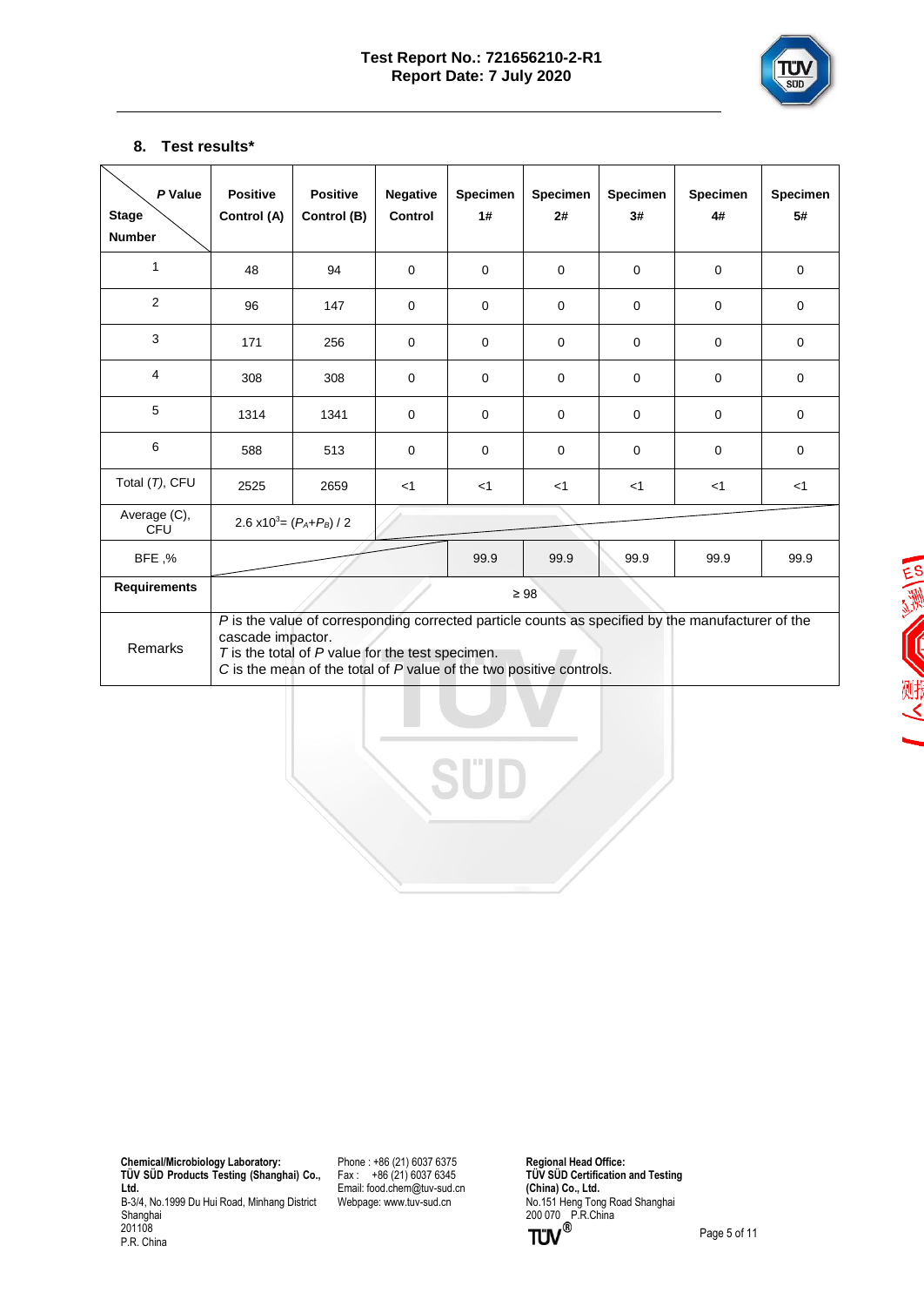## 8. Test results*

| *P* Value / Stage Number | Positive Control (A) | Positive Control (B) | Negative Control | Specimen 1# | Specimen 2# | Specimen 3# | Specimen 4# | Specimen 5# |
|---|---|---|---|---|---|---|---|---|
| 1 | 48 | 94 | 0 | 0 | 0 | 0 | 0 | 0 |
| 2 | 96 | 147 | 0 | 0 | 0 | 0 | 0 | 0 |
| 3 | 171 | 256 | 0 | 0 | 0 | 0 | 0 | 0 |
| 4 | 308 | 308 | 0 | 0 | 0 | 0 | 0 | 0 |
| 5 | 1314 | 1341 | 0 | 0 | 0 | 0 | 0 | 0 |
| 6 | 588 | 513 | 0 | 0 | 0 | 0 | 0 | 0 |
| Total (*T*), CFU | 2525 | 2659 | <1 | <1 | <1 | <1 | <1 | <1 |
| Average (C), CFU | $2.6 \times 10^3 = (P_A+P_B) / 2$ | | | | | | | |
| BFE ,% | | | | 99.9 | 99.9 | 99.9 | 99.9 | 99.9 |
| **Requirements** | ≥ 98 | | | | | | | |
| Remarks | *P* is the value of corresponding corrected particle counts as specified by the manufacturer of the cascade impactor.<br>*T* is the total of *P* value for the test specimen.<br>*C* is the mean of the total of *P* value of the two positive controls. | | | | | | | |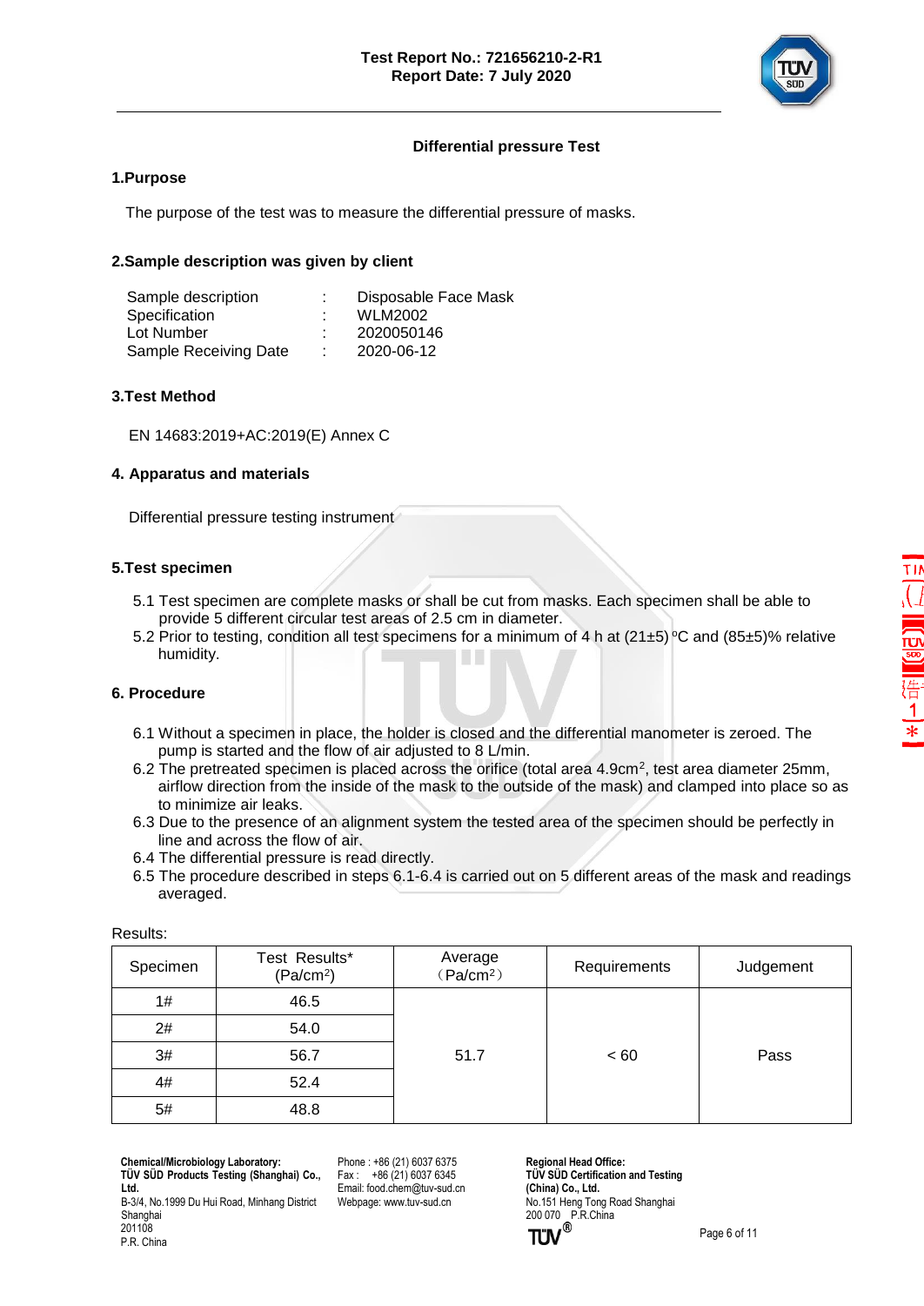## Differential pressure Test

### 1.Purpose

The purpose of the test was to measure the differential pressure of masks.

### 2.Sample description was given by client

| | | |
|---|---|---|
| Sample description | : | Disposable Face Mask |
| Specification | : | WLM2002 |
| Lot Number | : | 2020050146 |
| Sample Receiving Date | : | 2020-06-12 |

### 3.Test Method

EN 14683:2019+AC:2019(E) Annex C

### 4. Apparatus and materials

Differential pressure testing instrument

### 5.Test specimen

5.1 Test specimen are complete masks or shall be cut from masks. Each specimen shall be able to provide 5 different circular test areas of 2.5 cm in diameter.

5.2 Prior to testing, condition all test specimens for a minimum of 4 h at (21±5) °C and (85±5)% relative humidity.

### 6. Procedure

6.1 Without a specimen in place, the holder is closed and the differential manometer is zeroed. The pump is started and the flow of air adjusted to 8 L/min.

6.2 The pretreated specimen is placed across the orifice (total area 4.9cm², test area diameter 25mm, airflow direction from the inside of the mask to the outside of the mask) and clamped into place so as to minimize air leaks.

6.3 Due to the presence of an alignment system the tested area of the specimen should be perfectly in line and across the flow of air.

6.4 The differential pressure is read directly.

6.5 The procedure described in steps 6.1-6.4 is carried out on 5 different areas of the mask and readings averaged.

Results:

| Specimen | Test Results* (Pa/cm²) | Average (Pa/cm²) | Requirements | Judgement |
|---|---|---|---|---|
| 1# | 46.5 | 51.7 | < 60 | Pass |
| 2# | 54.0 | | | |
| 3# | 56.7 | | | |
| 4# | 52.4 | | | |
| 5# | 48.8 | | | |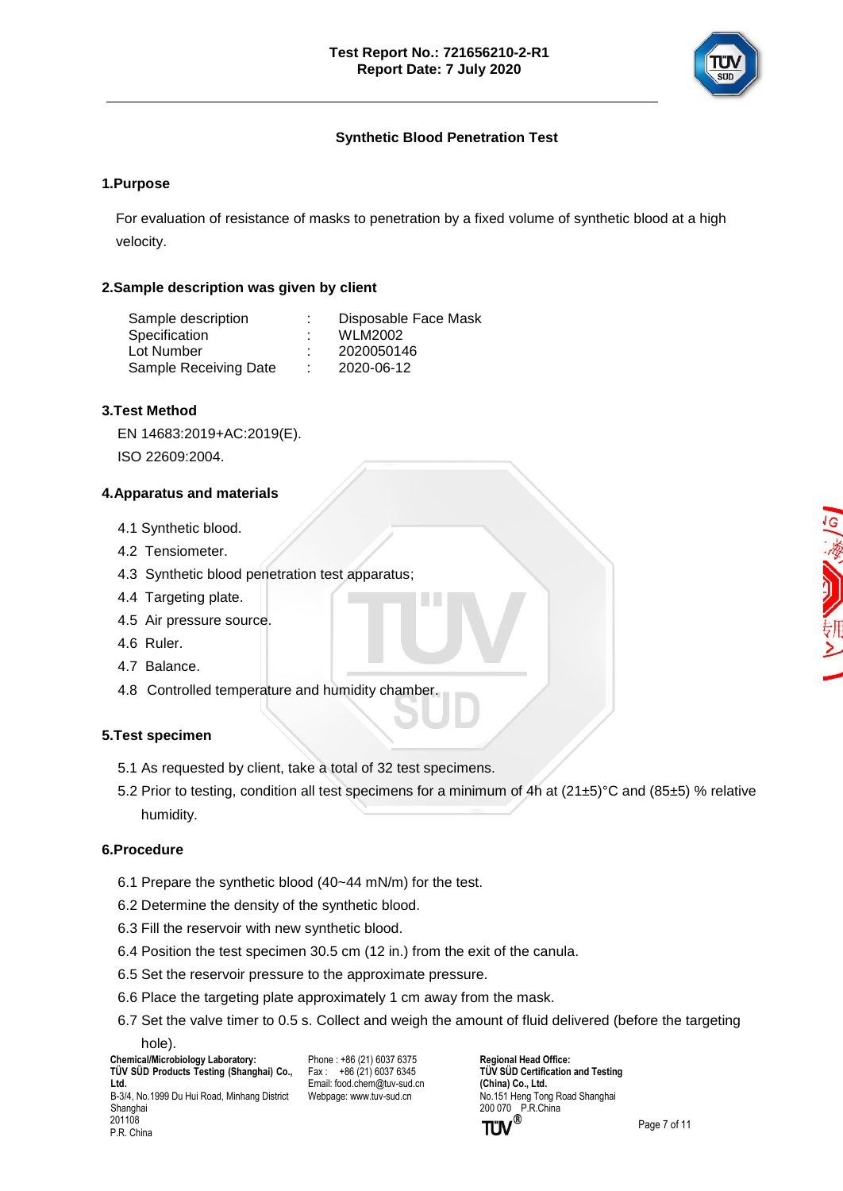Test Report No.: 721656210-2-R1
Report Date: 7 July 2020

## Synthetic Blood Penetration Test

### 1.Purpose

For evaluation of resistance of masks to penetration by a fixed volume of synthetic blood at a high velocity.

### 2.Sample description was given by client

| | | |
|---|---|---|
| Sample description | : | Disposable Face Mask |
| Specification | : | WLM2002 |
| Lot Number | : | 2020050146 |
| Sample Receiving Date | : | 2020-06-12 |

### 3.Test Method

EN 14683:2019+AC:2019(E).

ISO 22609:2004.

### 4.Apparatus and materials

4.1 Synthetic blood.

4.2 Tensiometer.

4.3 Synthetic blood penetration test apparatus;

4.4 Targeting plate.

4.5 Air pressure source.

4.6 Ruler.

4.7 Balance.

4.8 Controlled temperature and humidity chamber.

### 5.Test specimen

5.1 As requested by client, take a total of 32 test specimens.

5.2 Prior to testing, condition all test specimens for a minimum of 4h at (21±5)°C and (85±5) % relative humidity.

### 6.Procedure

6.1 Prepare the synthetic blood (40~44 mN/m) for the test.

6.2 Determine the density of the synthetic blood.

6.3 Fill the reservoir with new synthetic blood.

6.4 Position the test specimen 30.5 cm (12 in.) from the exit of the canula.

6.5 Set the reservoir pressure to the approximate pressure.

6.6 Place the targeting plate approximately 1 cm away from the mask.

6.7 Set the valve timer to 0.5 s. Collect and weigh the amount of fluid delivered (before the targeting hole).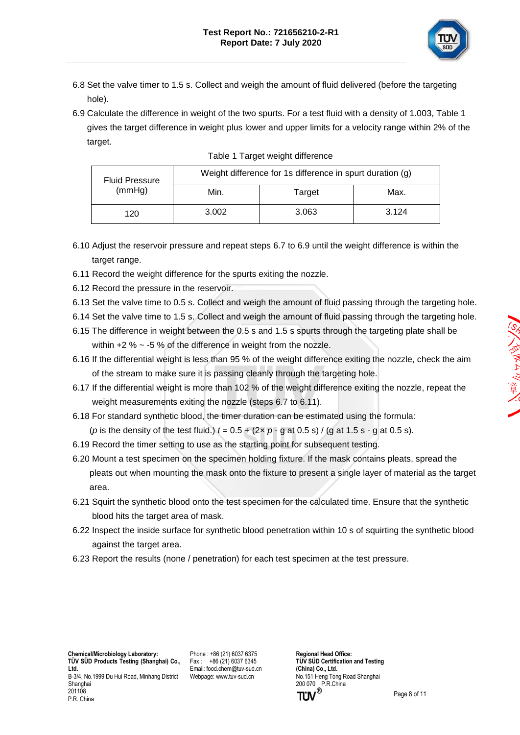6.8 Set the valve timer to 1.5 s. Collect and weigh the amount of fluid delivered (before the targeting hole).

6.9 Calculate the difference in weight of the two spurts. For a test fluid with a density of 1.003, Table 1 gives the target difference in weight plus lower and upper limits for a velocity range within 2% of the target.

Table 1 Target weight difference

| Fluid Pressure (mmHg) | Weight difference for 1s difference in spurt duration (g) | | |
|---|---|---|---|
| | Min. | Target | Max. |
| 120 | 3.002 | 3.063 | 3.124 |

6.10 Adjust the reservoir pressure and repeat steps 6.7 to 6.9 until the weight difference is within the target range.

6.11 Record the weight difference for the spurts exiting the nozzle.

6.12 Record the pressure in the reservoir.

6.13 Set the valve time to 0.5 s. Collect and weigh the amount of fluid passing through the targeting hole.

6.14 Set the valve time to 1.5 s. Collect and weigh the amount of fluid passing through the targeting hole.

6.15 The difference in weight between the 0.5 s and 1.5 s spurts through the targeting plate shall be within +2 % ~ -5 % of the difference in weight from the nozzle.

6.16 If the differential weight is less than 95 % of the weight difference exiting the nozzle, check the aim of the stream to make sure it is passing cleanly through the targeting hole.

6.17 If the differential weight is more than 102 % of the weight difference exiting the nozzle, repeat the weight measurements exiting the nozzle (steps 6.7 to 6.11).

6.18 For standard synthetic blood, the timer duration can be estimated using the formula:

($p$ is the density of the test fluid.) $t = 0.5 + (2\times p - \text{g at } 0.5\text{ s}) / (\text{g at } 1.5\text{ s} - \text{g at } 0.5\text{ s})$.

6.19 Record the timer setting to use as the starting point for subsequent testing.

6.20 Mount a test specimen on the specimen holding fixture. If the mask contains pleats, spread the pleats out when mounting the mask onto the fixture to present a single layer of material as the target area.

6.21 Squirt the synthetic blood onto the test specimen for the calculated time. Ensure that the synthetic blood hits the target area of mask.

6.22 Inspect the inside surface for synthetic blood penetration within 10 s of squirting the synthetic blood against the target area.

6.23 Report the results (none / penetration) for each test specimen at the test pressure.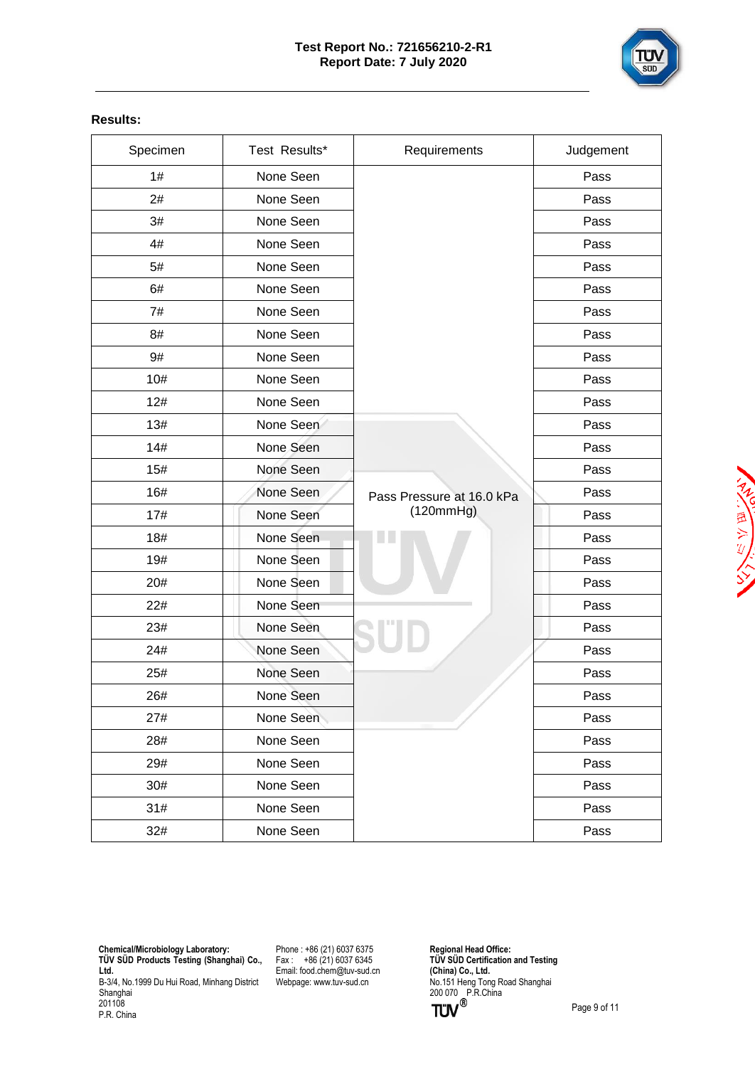**Results:**

| Specimen | Test Results* | Requirements | Judgement |
|---|---|---|---|
| 1# | None Seen | Pass Pressure at 16.0 kPa (120mmHg) | Pass |
| 2# | None Seen | | Pass |
| 3# | None Seen | | Pass |
| 4# | None Seen | | Pass |
| 5# | None Seen | | Pass |
| 6# | None Seen | | Pass |
| 7# | None Seen | | Pass |
| 8# | None Seen | | Pass |
| 9# | None Seen | | Pass |
| 10# | None Seen | | Pass |
| 12# | None Seen | | Pass |
| 13# | None Seen | | Pass |
| 14# | None Seen | | Pass |
| 15# | None Seen | | Pass |
| 16# | None Seen | | Pass |
| 17# | None Seen | | Pass |
| 18# | None Seen | | Pass |
| 19# | None Seen | | Pass |
| 20# | None Seen | | Pass |
| 22# | None Seen | | Pass |
| 23# | None Seen | | Pass |
| 24# | None Seen | | Pass |
| 25# | None Seen | | Pass |
| 26# | None Seen | | Pass |
| 27# | None Seen | | Pass |
| 28# | None Seen | | Pass |
| 29# | None Seen | | Pass |
| 30# | None Seen | | Pass |
| 31# | None Seen | | Pass |
| 32# | None Seen | | Pass |

**Chemical/Microbiology Laboratory:**
**TÜV SÜD Products Testing (Shanghai) Co., Ltd.**
B-3/4, No.1999 Du Hui Road, Minhang District
Shanghai
201108
P.R. China

Phone : +86 (21) 6037 6375
Fax : +86 (21) 6037 6345
Email: food.chem@tuv-sud.cn
Webpage: www.tuv-sud.cn

**Regional Head Office:**
**TÜV SÜD Certification and Testing (China) Co., Ltd.**
No.151 Heng Tong Road Shanghai
200 070 P.R.China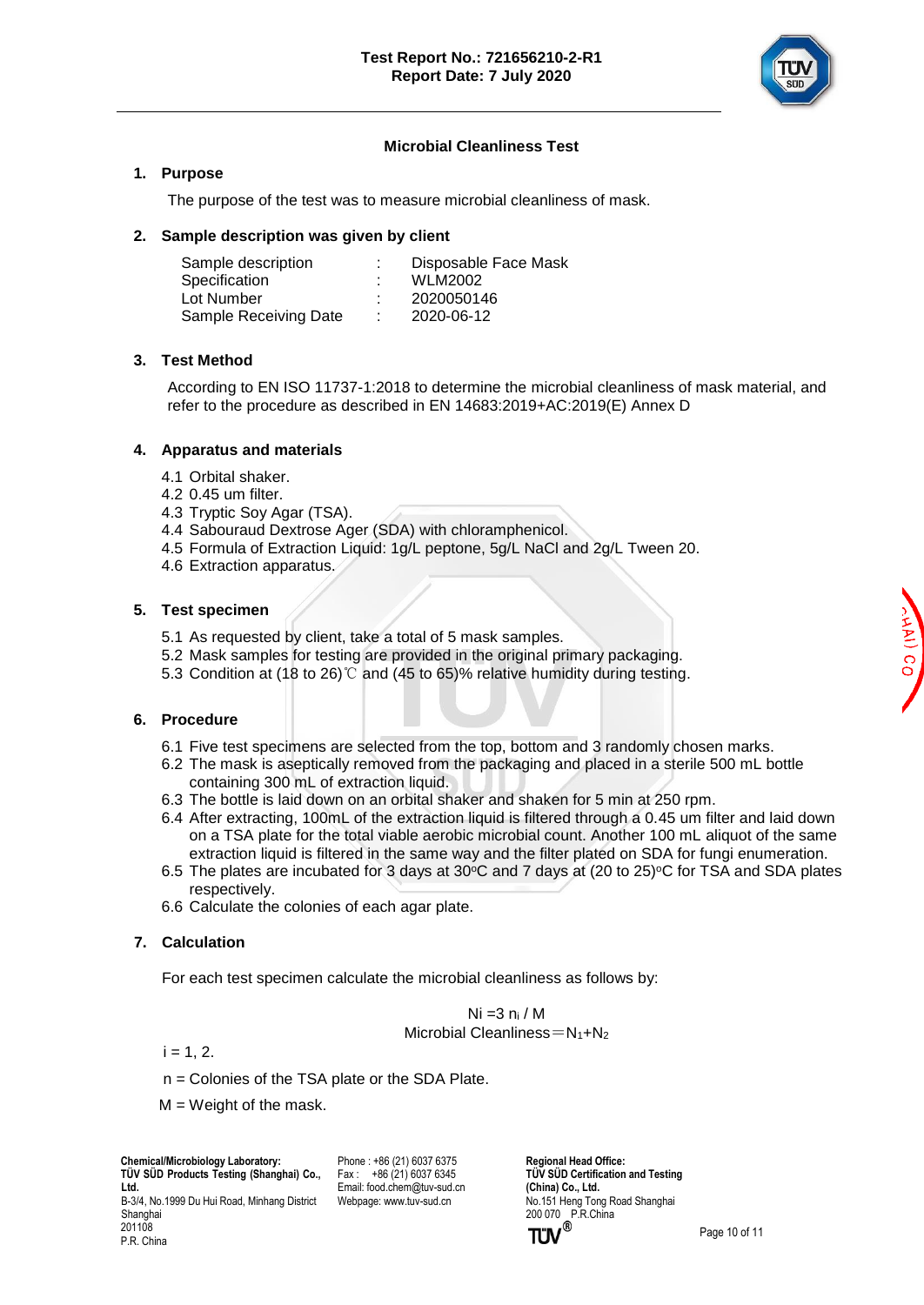## Microbial Cleanliness Test

### 1. Purpose

The purpose of the test was to measure microbial cleanliness of mask.

### 2. Sample description was given by client

| | | |
|---|---|---|
| Sample description | : | Disposable Face Mask |
| Specification | : | WLM2002 |
| Lot Number | : | 2020050146 |
| Sample Receiving Date | : | 2020-06-12 |

### 3. Test Method

According to EN ISO 11737-1:2018 to determine the microbial cleanliness of mask material, and refer to the procedure as described in EN 14683:2019+AC:2019(E) Annex D

### 4. Apparatus and materials

4.1 Orbital shaker.
4.2 0.45 um filter.
4.3 Tryptic Soy Agar (TSA).
4.4 Sabouraud Dextrose Ager (SDA) with chloramphenicol.
4.5 Formula of Extraction Liquid: 1g/L peptone, 5g/L NaCl and 2g/L Tween 20.
4.6 Extraction apparatus.

### 5. Test specimen

5.1 As requested by client, take a total of 5 mask samples.
5.2 Mask samples for testing are provided in the original primary packaging.
5.3 Condition at (18 to 26)℃ and (45 to 65)% relative humidity during testing.

### 6. Procedure

6.1 Five test specimens are selected from the top, bottom and 3 randomly chosen marks.
6.2 The mask is aseptically removed from the packaging and placed in a sterile 500 mL bottle containing 300 mL of extraction liquid.
6.3 The bottle is laid down on an orbital shaker and shaken for 5 min at 250 rpm.
6.4 After extracting, 100mL of the extraction liquid is filtered through a 0.45 um filter and laid down on a TSA plate for the total viable aerobic microbial count. Another 100 mL aliquot of the same extraction liquid is filtered in the same way and the filter plated on SDA for fungi enumeration.
6.5 The plates are incubated for 3 days at 30°C and 7 days at (20 to 25)°C for TSA and SDA plates respectively.
6.6 Calculate the colonies of each agar plate.

### 7. Calculation

For each test specimen calculate the microbial cleanliness as follows by:

$$N_i = 3\, n_i / M$$

$$\text{Microbial Cleanliness} = N_1 + N_2$$

$i = 1, 2.$

n = Colonies of the TSA plate or the SDA Plate.

M = Weight of the mask.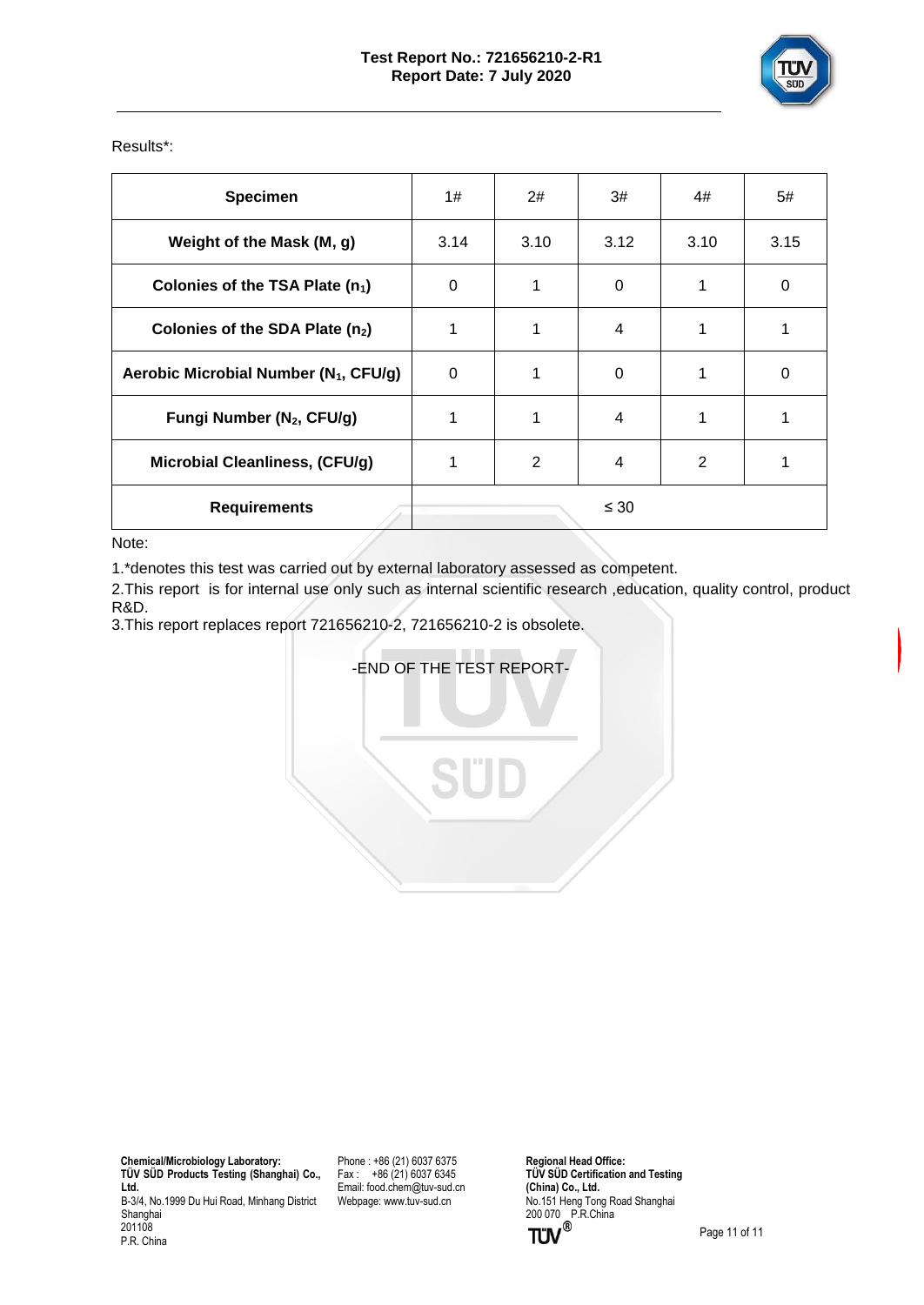Results*:

| Specimen | 1# | 2# | 3# | 4# | 5# |
|---|---|---|---|---|---|
| **Weight of the Mask (M, g)** | 3.14 | 3.10 | 3.12 | 3.10 | 3.15 |
| **Colonies of the TSA Plate ($n_1$)** | 0 | 1 | 0 | 1 | 0 |
| **Colonies of the SDA Plate ($n_2$)** | 1 | 1 | 4 | 1 | 1 |
| **Aerobic Microbial Number ($N_1$, CFU/g)** | 0 | 1 | 0 | 1 | 0 |
| **Fungi Number ($N_2$, CFU/g)** | 1 | 1 | 4 | 1 | 1 |
| **Microbial Cleanliness, (CFU/g)** | 1 | 2 | 4 | 2 | 1 |
| **Requirements** | ≤ 30 | | | | |

Note:

1.*denotes this test was carried out by external laboratory assessed as competent.

2.This report is for internal use only such as internal scientific research ,education, quality control, product R&D.

3.This report replaces report 721656210-2, 721656210-2 is obsolete.

-END OF THE TEST REPORT-